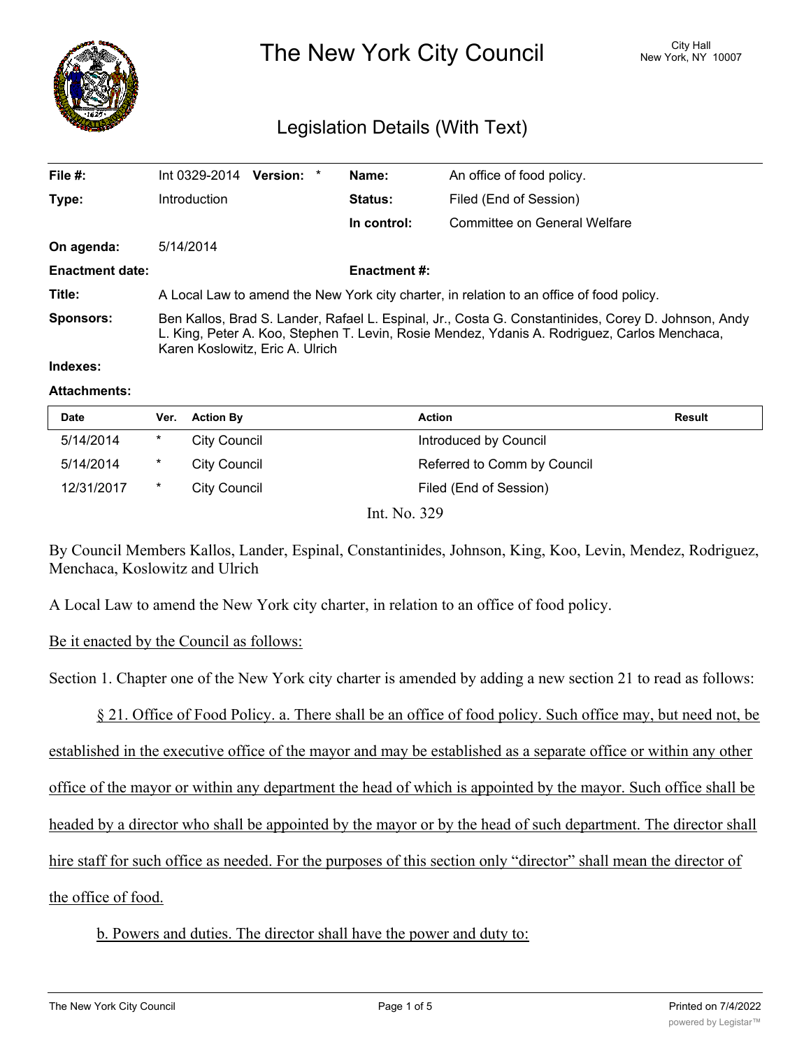# The New York City Council

City Hall
New York, NY 10007

## Legislation Details (With Text)

| | | | |
|---|---|---|---|
| **File #:** | Int 0329-2014 **Version:** * | **Name:** | An office of food policy. |
| **Type:** | Introduction | **Status:** | Filed (End of Session) |
| | | **In control:** | Committee on General Welfare |
| **On agenda:** | 5/14/2014 | | |
| **Enactment date:** | | **Enactment #:** | |
| **Title:** | A Local Law to amend the New York city charter, in relation to an office of food policy. | | |
| **Sponsors:** | Ben Kallos, Brad S. Lander, Rafael L. Espinal, Jr., Costa G. Constantinides, Corey D. Johnson, Andy L. King, Peter A. Koo, Stephen T. Levin, Rosie Mendez, Ydanis A. Rodriguez, Carlos Menchaca, Karen Koslowitz, Eric A. Ulrich | | |
| **Indexes:** | | | |
| **Attachments:** | | | |

| Date | Ver. | Action By | Action | Result |
|---|---|---|---|---|
| 5/14/2014 | * | City Council | Introduced by Council | |
| 5/14/2014 | * | City Council | Referred to Comm by Council | |
| 12/31/2017 | * | City Council | Filed (End of Session) | |

Int. No. 329

By Council Members Kallos, Lander, Espinal, Constantinides, Johnson, King, Koo, Levin, Mendez, Rodriguez, Menchaca, Koslowitz and Ulrich

A Local Law to amend the New York city charter, in relation to an office of food policy.

Be it enacted by the Council as follows:

Section 1. Chapter one of the New York city charter is amended by adding a new section 21 to read as follows:

§ 21. Office of Food Policy. a. There shall be an office of food policy. Such office may, but need not, be established in the executive office of the mayor and may be established as a separate office or within any other office of the mayor or within any department the head of which is appointed by the mayor. Such office shall be headed by a director who shall be appointed by the mayor or by the head of such department. The director shall hire staff for such office as needed. For the purposes of this section only "director" shall mean the director of the office of food.

b. Powers and duties. The director shall have the power and duty to: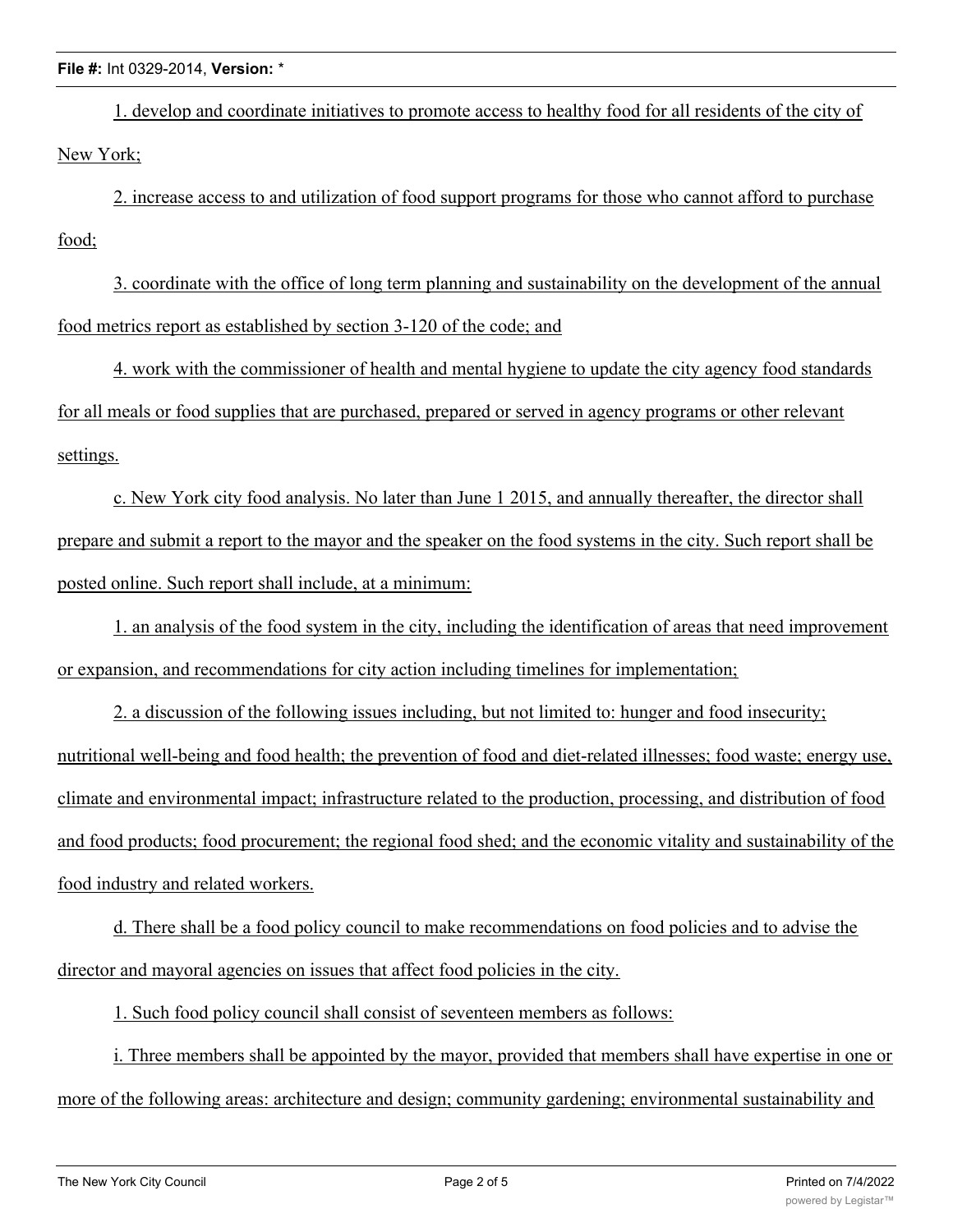1. develop and coordinate initiatives to promote access to healthy food for all residents of the city of New York;

2. increase access to and utilization of food support programs for those who cannot afford to purchase food;

3. coordinate with the office of long term planning and sustainability on the development of the annual food metrics report as established by section 3-120 of the code; and

4. work with the commissioner of health and mental hygiene to update the city agency food standards for all meals or food supplies that are purchased, prepared or served in agency programs or other relevant settings.

c. New York city food analysis. No later than June 1 2015, and annually thereafter, the director shall prepare and submit a report to the mayor and the speaker on the food systems in the city. Such report shall be posted online. Such report shall include, at a minimum:

1. an analysis of the food system in the city, including the identification of areas that need improvement or expansion, and recommendations for city action including timelines for implementation;

2. a discussion of the following issues including, but not limited to: hunger and food insecurity; nutritional well-being and food health; the prevention of food and diet-related illnesses; food waste; energy use, climate and environmental impact; infrastructure related to the production, processing, and distribution of food and food products; food procurement; the regional food shed; and the economic vitality and sustainability of the food industry and related workers.

d. There shall be a food policy council to make recommendations on food policies and to advise the director and mayoral agencies on issues that affect food policies in the city.

1. Such food policy council shall consist of seventeen members as follows:

i. Three members shall be appointed by the mayor, provided that members shall have expertise in one or more of the following areas: architecture and design; community gardening; environmental sustainability and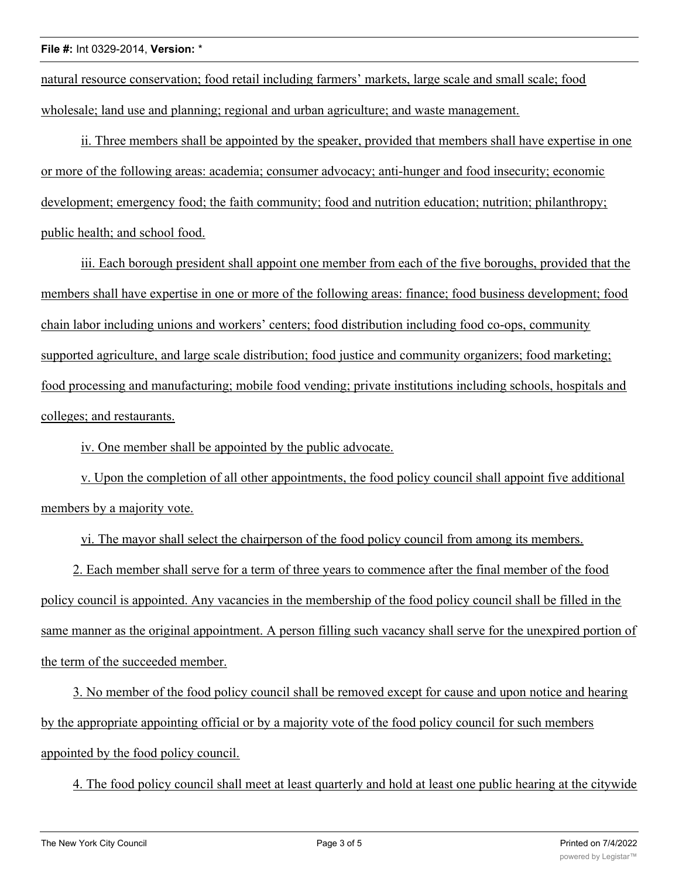natural resource conservation; food retail including farmers' markets, large scale and small scale; food wholesale; land use and planning; regional and urban agriculture; and waste management.

ii. Three members shall be appointed by the speaker, provided that members shall have expertise in one or more of the following areas: academia; consumer advocacy; anti-hunger and food insecurity; economic development; emergency food; the faith community; food and nutrition education; nutrition; philanthropy; public health; and school food.

iii. Each borough president shall appoint one member from each of the five boroughs, provided that the members shall have expertise in one or more of the following areas: finance; food business development; food chain labor including unions and workers' centers; food distribution including food co-ops, community supported agriculture, and large scale distribution; food justice and community organizers; food marketing; food processing and manufacturing; mobile food vending; private institutions including schools, hospitals and colleges; and restaurants.

iv. One member shall be appointed by the public advocate.

v. Upon the completion of all other appointments, the food policy council shall appoint five additional members by a majority vote.

vi. The mayor shall select the chairperson of the food policy council from among its members.

2. Each member shall serve for a term of three years to commence after the final member of the food policy council is appointed. Any vacancies in the membership of the food policy council shall be filled in the same manner as the original appointment. A person filling such vacancy shall serve for the unexpired portion of the term of the succeeded member.

3. No member of the food policy council shall be removed except for cause and upon notice and hearing by the appropriate appointing official or by a majority vote of the food policy council for such members appointed by the food policy council.

4. The food policy council shall meet at least quarterly and hold at least one public hearing at the citywide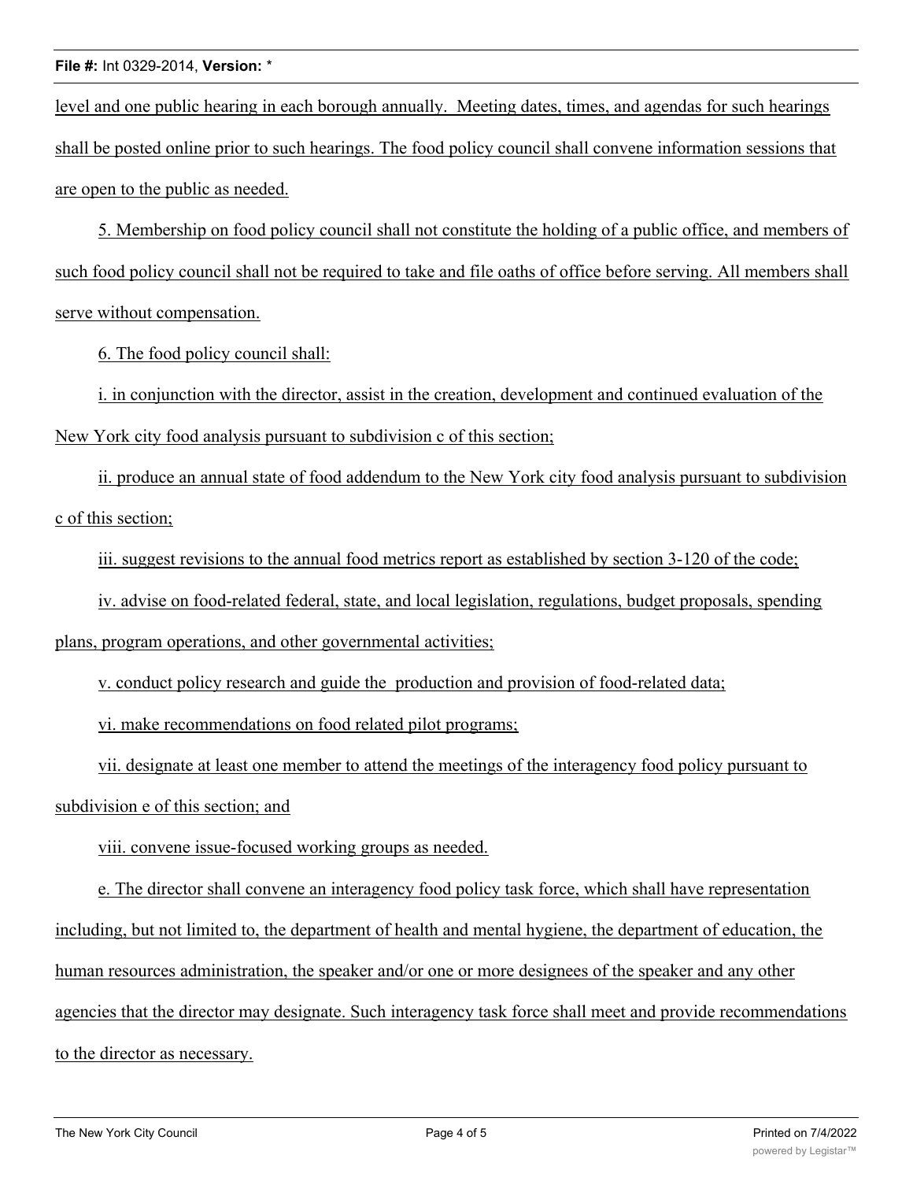level and one public hearing in each borough annually. Meeting dates, times, and agendas for such hearings shall be posted online prior to such hearings. The food policy council shall convene information sessions that are open to the public as needed.

5. Membership on food policy council shall not constitute the holding of a public office, and members of such food policy council shall not be required to take and file oaths of office before serving. All members shall serve without compensation.

6. The food policy council shall:

i. in conjunction with the director, assist in the creation, development and continued evaluation of the New York city food analysis pursuant to subdivision c of this section;

ii. produce an annual state of food addendum to the New York city food analysis pursuant to subdivision c of this section;

iii. suggest revisions to the annual food metrics report as established by section 3-120 of the code;

iv. advise on food-related federal, state, and local legislation, regulations, budget proposals, spending plans, program operations, and other governmental activities;

v. conduct policy research and guide the production and provision of food-related data;

vi. make recommendations on food related pilot programs;

vii. designate at least one member to attend the meetings of the interagency food policy pursuant to subdivision e of this section; and

viii. convene issue-focused working groups as needed.

e. The director shall convene an interagency food policy task force, which shall have representation including, but not limited to, the department of health and mental hygiene, the department of education, the human resources administration, the speaker and/or one or more designees of the speaker and any other agencies that the director may designate. Such interagency task force shall meet and provide recommendations to the director as necessary.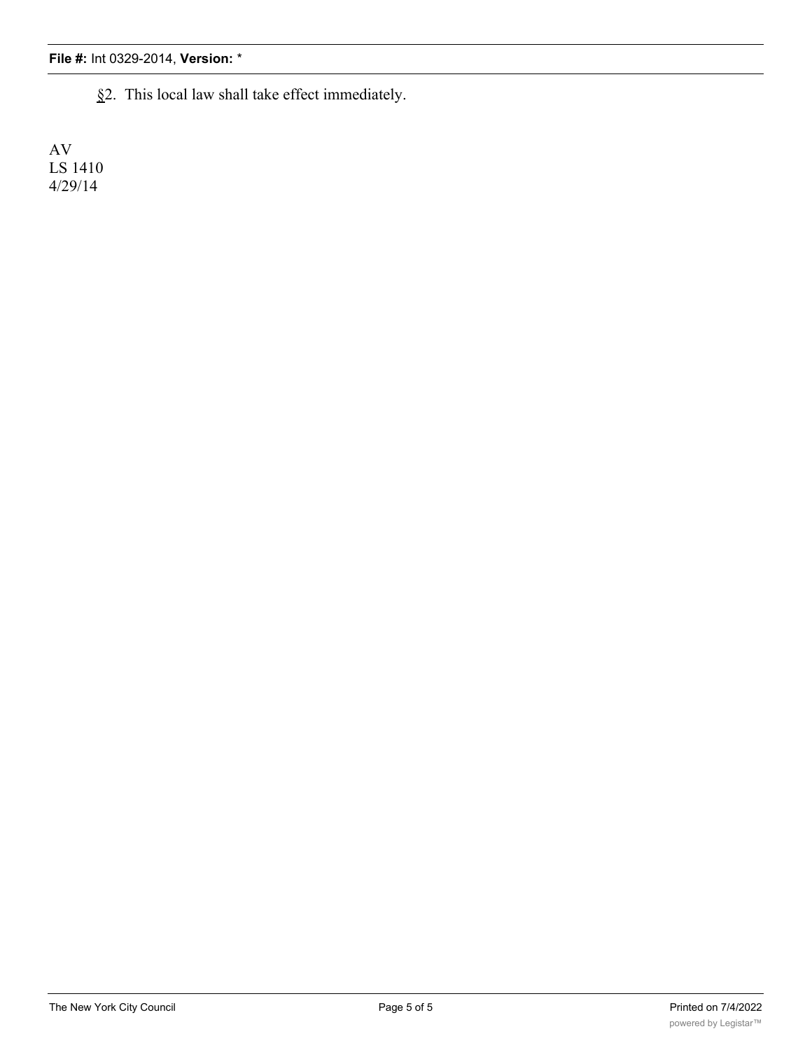§2. This local law shall take effect immediately.

AV
LS 1410
4/29/14